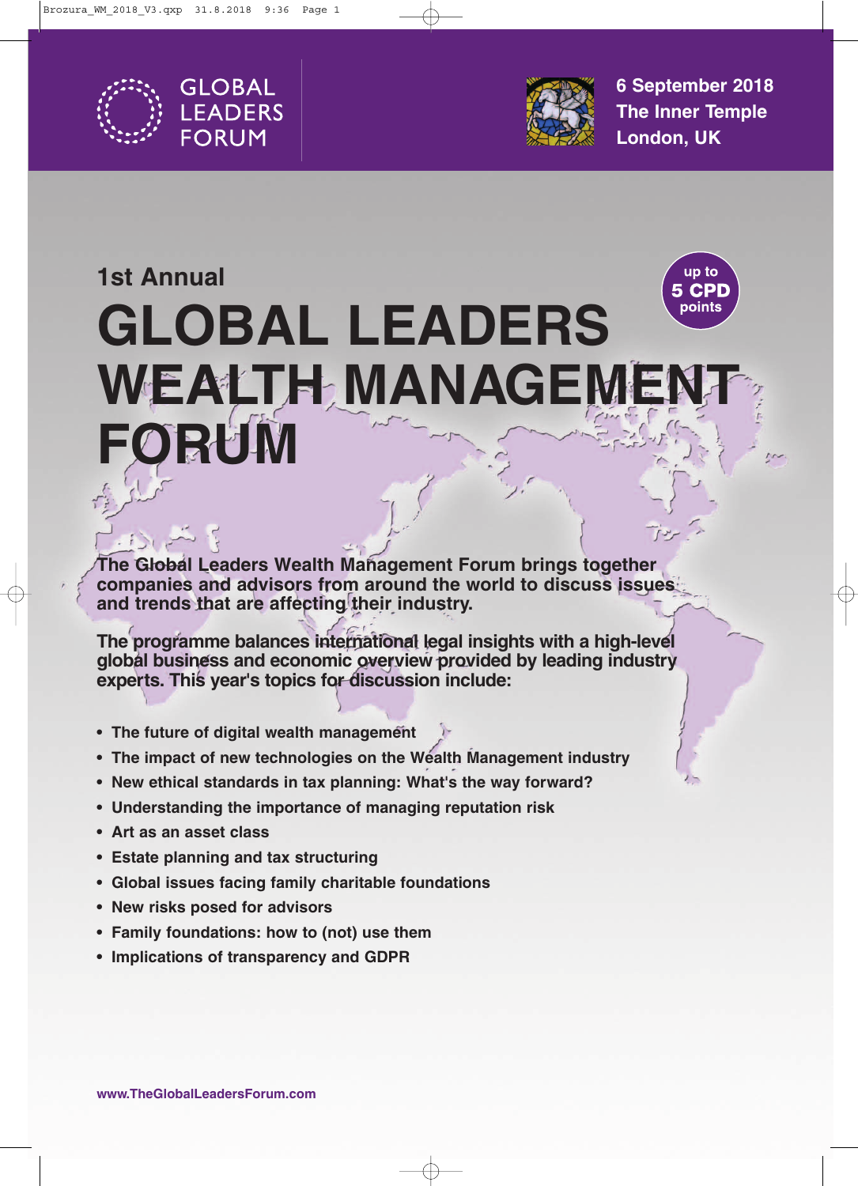GLOBAL LEADERS FORUM

6 September 2018
The Inner Temple
London, UK

1st Annual

# GLOBAL LEADERS WEALTH MANAGEMENT FORUM

up to **5 CPD** points

**The Global Leaders Wealth Management Forum brings together companies and advisors from around the world to discuss issues and trends that are affecting their industry.**

**The programme balances international legal insights with a high-level global business and economic overview provided by leading industry experts. This year's topics for discussion include:**

- The future of digital wealth management
- The impact of new technologies on the Wealth Management industry
- New ethical standards in tax planning: What's the way forward?
- Understanding the importance of managing reputation risk
- Art as an asset class
- Estate planning and tax structuring
- Global issues facing family charitable foundations
- New risks posed for advisors
- Family foundations: how to (not) use them
- Implications of transparency and GDPR

www.TheGlobalLeadersForum.com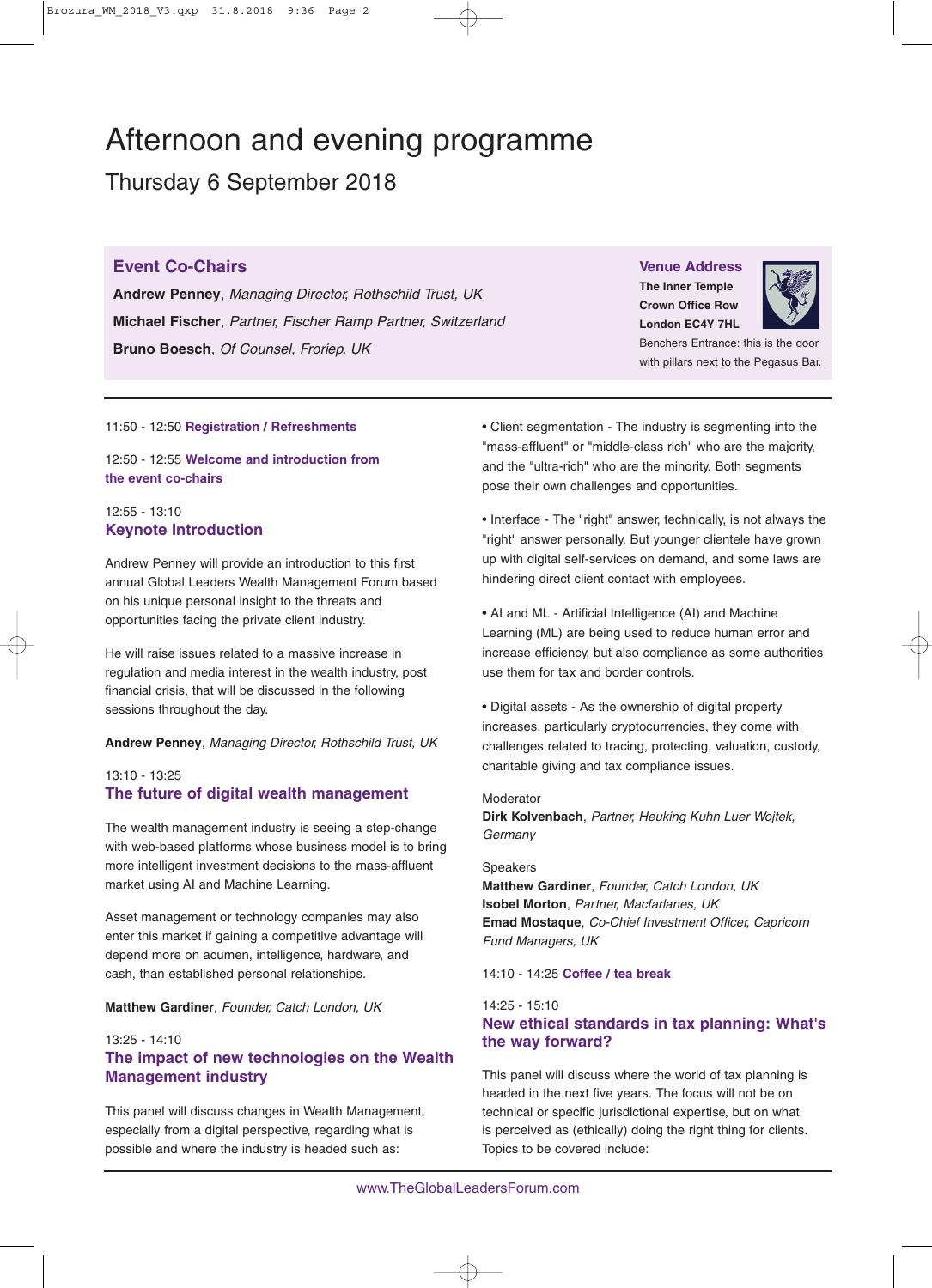# Afternoon and evening programme

## Thursday 6 September 2018

### Event Co-Chairs

**Andrew Penney**, *Managing Director, Rothschild Trust, UK*

**Michael Fischer**, *Partner, Fischer Ramp Partner, Switzerland*

**Bruno Boesch**, *Of Counsel, Froriep, UK*

### Venue Address

**The Inner Temple**
**Crown Office Row**
**London EC4Y 7HL**

Benchers Entrance: this is the door with pillars next to the Pegasus Bar.

---

11:50 - 12:50 **Registration / Refreshments**

12:50 - 12:55 **Welcome and introduction from the event co-chairs**

12:55 - 13:10
### Keynote Introduction

Andrew Penney will provide an introduction to this first annual Global Leaders Wealth Management Forum based on his unique personal insight to the threats and opportunities facing the private client industry.

He will raise issues related to a massive increase in regulation and media interest in the wealth industry, post financial crisis, that will be discussed in the following sessions throughout the day.

**Andrew Penney**, *Managing Director, Rothschild Trust, UK*

13:10 - 13:25
### The future of digital wealth management

The wealth management industry is seeing a step-change with web-based platforms whose business model is to bring more intelligent investment decisions to the mass-affluent market using AI and Machine Learning.

Asset management or technology companies may also enter this market if gaining a competitive advantage will depend more on acumen, intelligence, hardware, and cash, than established personal relationships.

**Matthew Gardiner**, *Founder, Catch London, UK*

13:25 - 14:10
### The impact of new technologies on the Wealth Management industry

This panel will discuss changes in Wealth Management, especially from a digital perspective, regarding what is possible and where the industry is headed such as:

- Client segmentation - The industry is segmenting into the "mass-affluent" or "middle-class rich" who are the majority, and the "ultra-rich" who are the minority. Both segments pose their own challenges and opportunities.

- Interface - The "right" answer, technically, is not always the "right" answer personally. But younger clientele have grown up with digital self-services on demand, and some laws are hindering direct client contact with employees.

- AI and ML - Artificial Intelligence (AI) and Machine Learning (ML) are being used to reduce human error and increase efficiency, but also compliance as some authorities use them for tax and border controls.

- Digital assets - As the ownership of digital property increases, particularly cryptocurrencies, they come with challenges related to tracing, protecting, valuation, custody, charitable giving and tax compliance issues.

Moderator
**Dirk Kolvenbach**, *Partner, Heuking Kuhn Luer Wojtek, Germany*

Speakers
**Matthew Gardiner**, *Founder, Catch London, UK*
**Isobel Morton**, *Partner, Macfarlanes, UK*
**Emad Mostaque**, *Co-Chief Investment Officer, Capricorn Fund Managers, UK*

14:10 - 14:25 **Coffee / tea break**

14:25 - 15:10
### New ethical standards in tax planning: What's the way forward?

This panel will discuss where the world of tax planning is headed in the next five years. The focus will not be on technical or specific jurisdictional expertise, but on what is perceived as (ethically) doing the right thing for clients. Topics to be covered include:

www.TheGlobalLeadersForum.com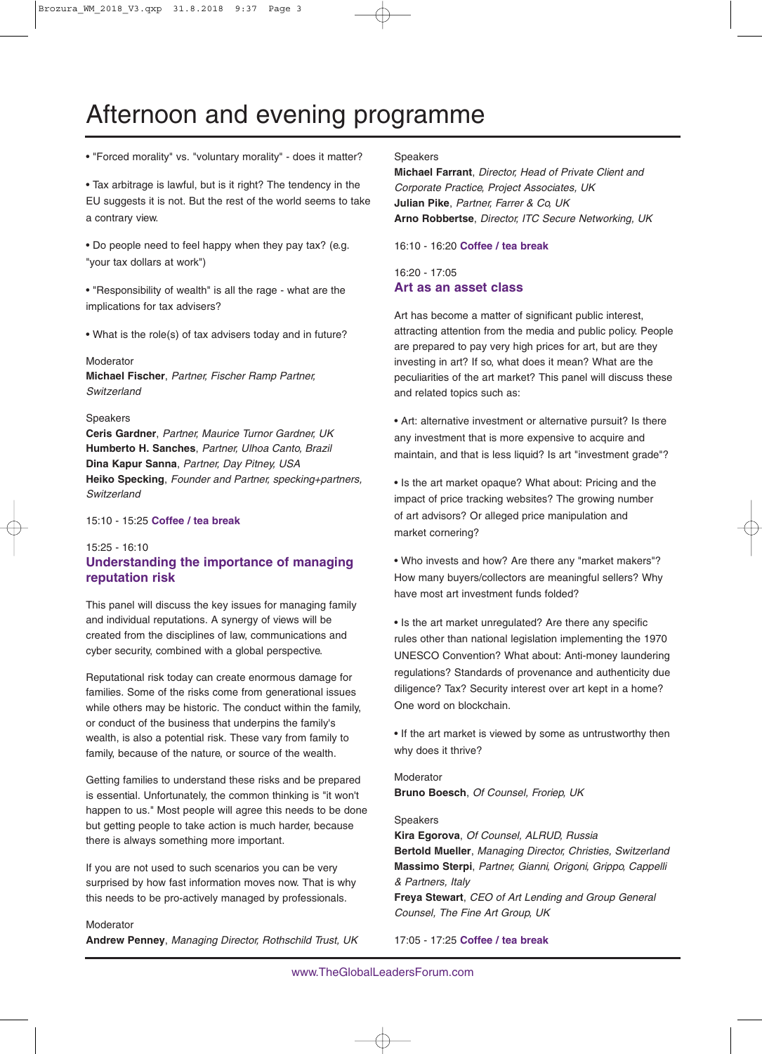# Afternoon and evening programme

- "Forced morality" vs. "voluntary morality" - does it matter?

- Tax arbitrage is lawful, but is it right? The tendency in the EU suggests it is not. But the rest of the world seems to take a contrary view.

- Do people need to feel happy when they pay tax? (e.g. "your tax dollars at work")

- "Responsibility of wealth" is all the rage - what are the implications for tax advisers?

- What is the role(s) of tax advisers today and in future?

Moderator
**Michael Fischer**, *Partner, Fischer Ramp Partner, Switzerland*

Speakers
**Ceris Gardner**, *Partner, Maurice Turnor Gardner, UK*
**Humberto H. Sanches**, *Partner, Ulhoa Canto, Brazil*
**Dina Kapur Sanna**, *Partner, Day Pitney, USA*
**Heiko Specking**, *Founder and Partner, specking+partners, Switzerland*

15:10 - 15:25 **Coffee / tea break**

15:25 - 16:10

## Understanding the importance of managing reputation risk

This panel will discuss the key issues for managing family and individual reputations. A synergy of views will be created from the disciplines of law, communications and cyber security, combined with a global perspective.

Reputational risk today can create enormous damage for families. Some of the risks come from generational issues while others may be historic. The conduct within the family, or conduct of the business that underpins the family's wealth, is also a potential risk. These vary from family to family, because of the nature, or source of the wealth.

Getting families to understand these risks and be prepared is essential. Unfortunately, the common thinking is "it won't happen to us." Most people will agree this needs to be done but getting people to take action is much harder, because there is always something more important.

If you are not used to such scenarios you can be very surprised by how fast information moves now. That is why this needs to be pro-actively managed by professionals.

Moderator
**Andrew Penney**, *Managing Director, Rothschild Trust, UK*

Speakers
**Michael Farrant**, *Director, Head of Private Client and Corporate Practice, Project Associates, UK*
**Julian Pike**, *Partner, Farrer & Co, UK*
**Arno Robbertse**, *Director, ITC Secure Networking, UK*

16:10 - 16:20 **Coffee / tea break**

16:20 - 17:05

## Art as an asset class

Art has become a matter of significant public interest, attracting attention from the media and public policy. People are prepared to pay very high prices for art, but are they investing in art? If so, what does it mean? What are the peculiarities of the art market? This panel will discuss these and related topics such as:

- Art: alternative investment or alternative pursuit? Is there any investment that is more expensive to acquire and maintain, and that is less liquid? Is art "investment grade"?

- Is the art market opaque? What about: Pricing and the impact of price tracking websites? The growing number of art advisors? Or alleged price manipulation and market cornering?

- Who invests and how? Are there any "market makers"? How many buyers/collectors are meaningful sellers? Why have most art investment funds folded?

- Is the art market unregulated? Are there any specific rules other than national legislation implementing the 1970 UNESCO Convention? What about: Anti-money laundering regulations? Standards of provenance and authenticity due diligence? Tax? Security interest over art kept in a home? One word on blockchain.

- If the art market is viewed by some as untrustworthy then why does it thrive?

Moderator
**Bruno Boesch**, *Of Counsel, Froriep, UK*

Speakers
**Kira Egorova**, *Of Counsel, ALRUD, Russia*
**Bertold Mueller**, *Managing Director, Christies, Switzerland*
**Massimo Sterpi**, *Partner, Gianni, Origoni, Grippo, Cappelli & Partners, Italy*
**Freya Stewart**, *CEO of Art Lending and Group General Counsel, The Fine Art Group, UK*

17:05 - 17:25 **Coffee / tea break**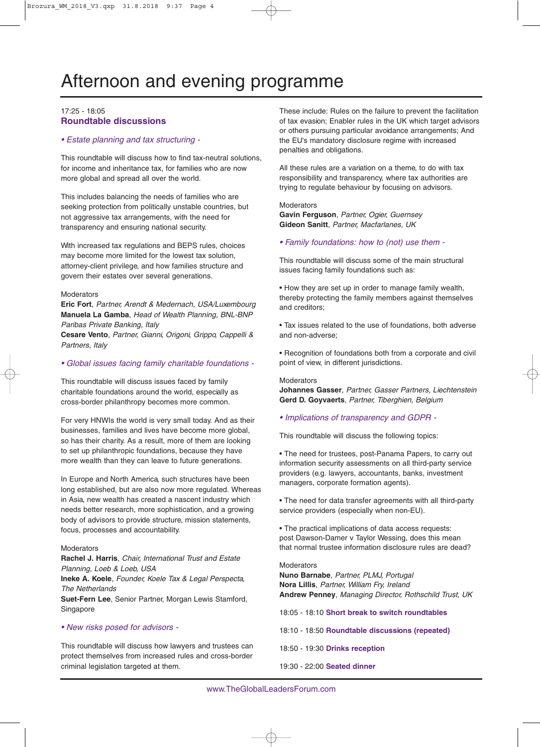# Afternoon and evening programme

17:25 - 18:05
## Roundtable discussions

*• Estate planning and tax structuring -*

This roundtable will discuss how to find tax-neutral solutions, for income and inheritance tax, for families who are now more global and spread all over the world.

This includes balancing the needs of families who are seeking protection from politically unstable countries, but not aggressive tax arrangements, with the need for transparency and ensuring national security.

With increased tax regulations and BEPS rules, choices may become more limited for the lowest tax solution, attorney-client privilege, and how families structure and govern their estates over several generations.

Moderators
**Eric Fort**, *Partner, Arendt & Medernach, USA/Luxembourg*
**Manuela La Gamba**, *Head of Wealth Planning, BNL-BNP Paribas Private Banking, Italy*
**Cesare Vento**, *Partner, Gianni, Origoni, Grippo, Cappelli & Partners, Italy*

*• Global issues facing family charitable foundations -*

This roundtable will discuss issues faced by family charitable foundations around the world, especially as cross-border philanthropy becomes more common.

For very HNWIs the world is very small today. And as their businesses, families and lives have become more global, so has their charity. As a result, more of them are looking to set up philanthropic foundations, because they have more wealth than they can leave to future generations.

In Europe and North America, such structures have been long established, but are also now more regulated. Whereas in Asia, new wealth has created a nascent industry which needs better research, more sophistication, and a growing body of advisors to provide structure, mission statements, focus, processes and accountability.

Moderators
**Rachel J. Harris**, *Chair, International Trust and Estate Planning, Loeb & Loeb, USA*
**Ineke A. Koele**, *Founder, Koele Tax & Legal Perspecta, The Netherlands*
**Suet-Fern Lee**, Senior Partner, Morgan Lewis Stamford, Singapore

*• New risks posed for advisors -*

This roundtable will discuss how lawyers and trustees can protect themselves from increased rules and cross-border criminal legislation targeted at them.

These include: Rules on the failure to prevent the facilitation of tax evasion; Enabler rules in the UK which target advisors or others pursuing particular avoidance arrangements; And the EU's mandatory disclosure regime with increased penalties and obligations.

All these rules are a variation on a theme, to do with tax responsibility and transparency, where tax authorities are trying to regulate behaviour by focusing on advisors.

Moderators
**Gavin Ferguson**, *Partner, Ogier, Guernsey*
**Gideon Sanitt**, *Partner, Macfarlanes, UK*

*• Family foundations: how to (not) use them -*

This roundtable will discuss some of the main structural issues facing family foundations such as:

• How they are set up in order to manage family wealth, thereby protecting the family members against themselves and creditors;

• Tax issues related to the use of foundations, both adverse and non-adverse;

• Recognition of foundations both from a corporate and civil point of view, in different jurisdictions.

Moderators
**Johannes Gasser**, *Partner, Gasser Partners, Liechtenstein*
**Gerd D. Goyvaerts**, *Partner, Tiberghien, Belgium*

*• Implications of transparency and GDPR -*

This roundtable will discuss the following topics:

• The need for trustees, post-Panama Papers, to carry out information security assessments on all third-party service providers (e.g. lawyers, accountants, banks, investment managers, corporate formation agents).

• The need for data transfer agreements with all third-party service providers (especially when non-EU).

• The practical implications of data access requests: post Dawson-Damer v Taylor Wessing, does this mean that normal trustee information disclosure rules are dead?

Moderators
**Nuno Barnabe**, *Partner, PLMJ, Portugal*
**Nora Lillis**, *Partner, William Fry, Ireland*
**Andrew Penney**, *Managing Director, Rothschild Trust, UK*

18:05 - 18:10 **Short break to switch roundtables**

18:10 - 18:50 **Roundtable discussions (repeated)**

18:50 - 19:30 **Drinks reception**

19:30 - 22:00 **Seated dinner**

www.TheGlobalLeadersForum.com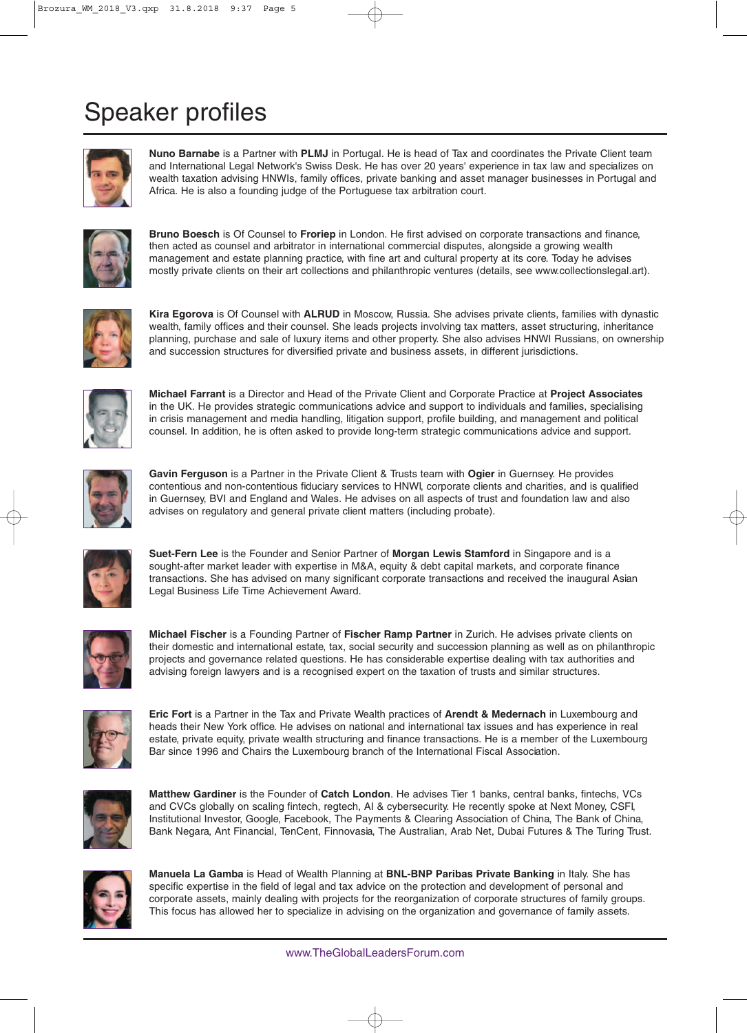# Speaker profiles

**Nuno Barnabe** is a Partner with **PLMJ** in Portugal. He is head of Tax and coordinates the Private Client team and International Legal Network's Swiss Desk. He has over 20 years' experience in tax law and specializes on wealth taxation advising HNWIs, family offices, private banking and asset manager businesses in Portugal and Africa. He is also a founding judge of the Portuguese tax arbitration court.

**Bruno Boesch** is Of Counsel to **Froriep** in London. He first advised on corporate transactions and finance, then acted as counsel and arbitrator in international commercial disputes, alongside a growing wealth management and estate planning practice, with fine art and cultural property at its core. Today he advises mostly private clients on their art collections and philanthropic ventures (details, see www.collectionslegal.art).

**Kira Egorova** is Of Counsel with **ALRUD** in Moscow, Russia. She advises private clients, families with dynastic wealth, family offices and their counsel. She leads projects involving tax matters, asset structuring, inheritance planning, purchase and sale of luxury items and other property. She also advises HNWI Russians, on ownership and succession structures for diversified private and business assets, in different jurisdictions.

**Michael Farrant** is a Director and Head of the Private Client and Corporate Practice at **Project Associates** in the UK. He provides strategic communications advice and support to individuals and families, specialising in crisis management and media handling, litigation support, profile building, and management and political counsel. In addition, he is often asked to provide long-term strategic communications advice and support.

**Gavin Ferguson** is a Partner in the Private Client & Trusts team with **Ogier** in Guernsey. He provides contentious and non-contentious fiduciary services to HNWI, corporate clients and charities, and is qualified in Guernsey, BVI and England and Wales. He advises on all aspects of trust and foundation law and also advises on regulatory and general private client matters (including probate).

**Suet-Fern Lee** is the Founder and Senior Partner of **Morgan Lewis Stamford** in Singapore and is a sought-after market leader with expertise in M&A, equity & debt capital markets, and corporate finance transactions. She has advised on many significant corporate transactions and received the inaugural Asian Legal Business Life Time Achievement Award.

**Michael Fischer** is a Founding Partner of **Fischer Ramp Partner** in Zurich. He advises private clients on their domestic and international estate, tax, social security and succession planning as well as on philanthropic projects and governance related questions. He has considerable expertise dealing with tax authorities and advising foreign lawyers and is a recognised expert on the taxation of trusts and similar structures.

**Eric Fort** is a Partner in the Tax and Private Wealth practices of **Arendt & Medernach** in Luxembourg and heads their New York office. He advises on national and international tax issues and has experience in real estate, private equity, private wealth structuring and finance transactions. He is a member of the Luxembourg Bar since 1996 and Chairs the Luxembourg branch of the International Fiscal Association.

**Matthew Gardiner** is the Founder of **Catch London**. He advises Tier 1 banks, central banks, fintechs, VCs and CVCs globally on scaling fintech, regtech, AI & cybersecurity. He recently spoke at Next Money, CSFI, Institutional Investor, Google, Facebook, The Payments & Clearing Association of China, The Bank of China, Bank Negara, Ant Financial, TenCent, Finnovasia, The Australian, Arab Net, Dubai Futures & The Turing Trust.

**Manuela La Gamba** is Head of Wealth Planning at **BNL-BNP Paribas Private Banking** in Italy. She has specific expertise in the field of legal and tax advice on the protection and development of personal and corporate assets, mainly dealing with projects for the reorganization of corporate structures of family groups. This focus has allowed her to specialize in advising on the organization and governance of family assets.

www.TheGlobalLeadersForum.com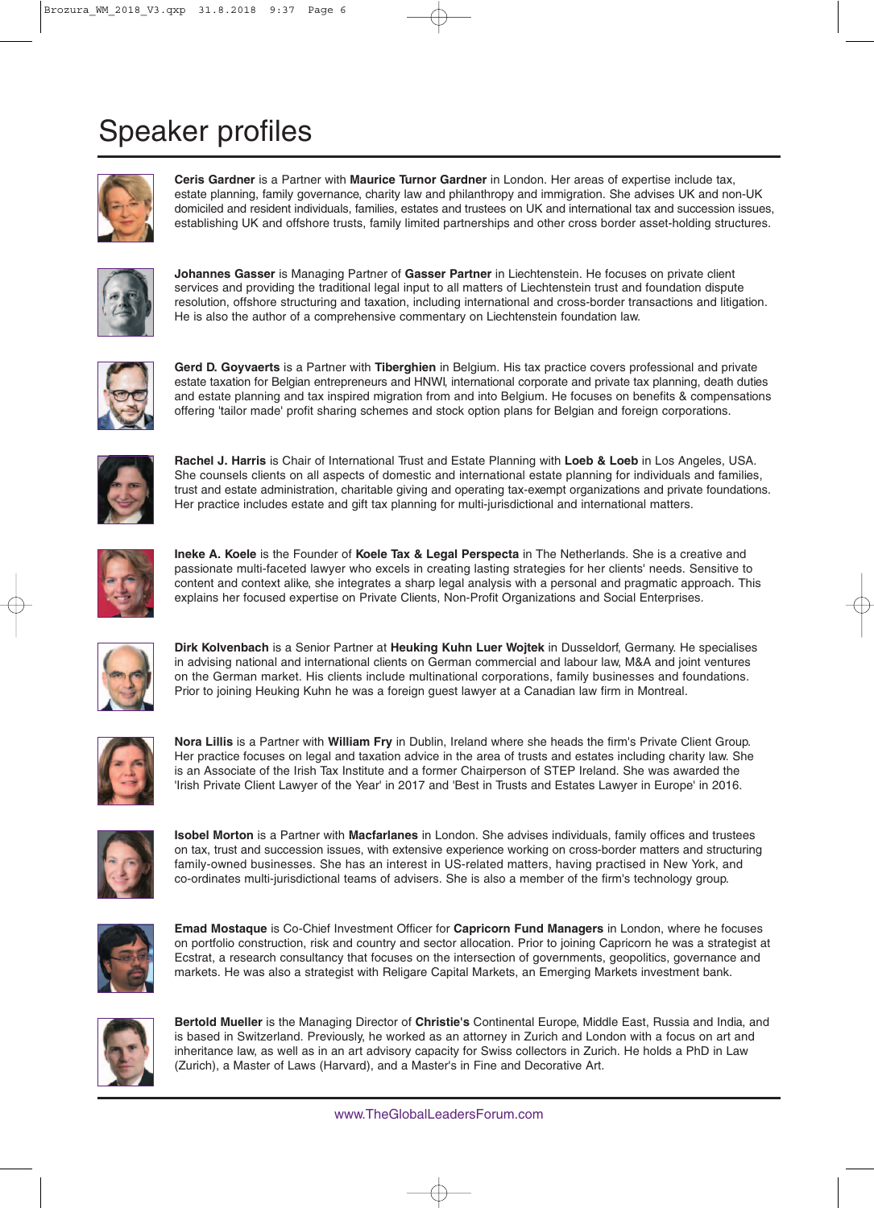# Speaker profiles

**Ceris Gardner** is a Partner with **Maurice Turnor Gardner** in London. Her areas of expertise include tax, estate planning, family governance, charity law and philanthropy and immigration. She advises UK and non-UK domiciled and resident individuals, families, estates and trustees on UK and international tax and succession issues, establishing UK and offshore trusts, family limited partnerships and other cross border asset-holding structures.

**Johannes Gasser** is Managing Partner of **Gasser Partner** in Liechtenstein. He focuses on private client services and providing the traditional legal input to all matters of Liechtenstein trust and foundation dispute resolution, offshore structuring and taxation, including international and cross-border transactions and litigation. He is also the author of a comprehensive commentary on Liechtenstein foundation law.

**Gerd D. Goyvaerts** is a Partner with **Tiberghien** in Belgium. His tax practice covers professional and private estate taxation for Belgian entrepreneurs and HNWI, international corporate and private tax planning, death duties and estate planning and tax inspired migration from and into Belgium. He focuses on benefits & compensations offering 'tailor made' profit sharing schemes and stock option plans for Belgian and foreign corporations.

**Rachel J. Harris** is Chair of International Trust and Estate Planning with **Loeb & Loeb** in Los Angeles, USA. She counsels clients on all aspects of domestic and international estate planning for individuals and families, trust and estate administration, charitable giving and operating tax-exempt organizations and private foundations. Her practice includes estate and gift tax planning for multi-jurisdictional and international matters.

**Ineke A. Koele** is the Founder of **Koele Tax & Legal Perspecta** in The Netherlands. She is a creative and passionate multi-faceted lawyer who excels in creating lasting strategies for her clients' needs. Sensitive to content and context alike, she integrates a sharp legal analysis with a personal and pragmatic approach. This explains her focused expertise on Private Clients, Non-Profit Organizations and Social Enterprises.

**Dirk Kolvenbach** is a Senior Partner at **Heuking Kuhn Luer Wojtek** in Dusseldorf, Germany. He specialises in advising national and international clients on German commercial and labour law, M&A and joint ventures on the German market. His clients include multinational corporations, family businesses and foundations. Prior to joining Heuking Kuhn he was a foreign guest lawyer at a Canadian law firm in Montreal.

**Nora Lillis** is a Partner with **William Fry** in Dublin, Ireland where she heads the firm's Private Client Group. Her practice focuses on legal and taxation advice in the area of trusts and estates including charity law. She is an Associate of the Irish Tax Institute and a former Chairperson of STEP Ireland. She was awarded the 'Irish Private Client Lawyer of the Year' in 2017 and 'Best in Trusts and Estates Lawyer in Europe' in 2016.

**Isobel Morton** is a Partner with **Macfarlanes** in London. She advises individuals, family offices and trustees on tax, trust and succession issues, with extensive experience working on cross-border matters and structuring family-owned businesses. She has an interest in US-related matters, having practised in New York, and co-ordinates multi-jurisdictional teams of advisers. She is also a member of the firm's technology group.

**Emad Mostaque** is Co-Chief Investment Officer for **Capricorn Fund Managers** in London, where he focuses on portfolio construction, risk and country and sector allocation. Prior to joining Capricorn he was a strategist at Ecstrat, a research consultancy that focuses on the intersection of governments, geopolitics, governance and markets. He was also a strategist with Religare Capital Markets, an Emerging Markets investment bank.

**Bertold Mueller** is the Managing Director of **Christie's** Continental Europe, Middle East, Russia and India, and is based in Switzerland. Previously, he worked as an attorney in Zurich and London with a focus on art and inheritance law, as well as in an art advisory capacity for Swiss collectors in Zurich. He holds a PhD in Law (Zurich), a Master of Laws (Harvard), and a Master's in Fine and Decorative Art.

www.TheGlobalLeadersForum.com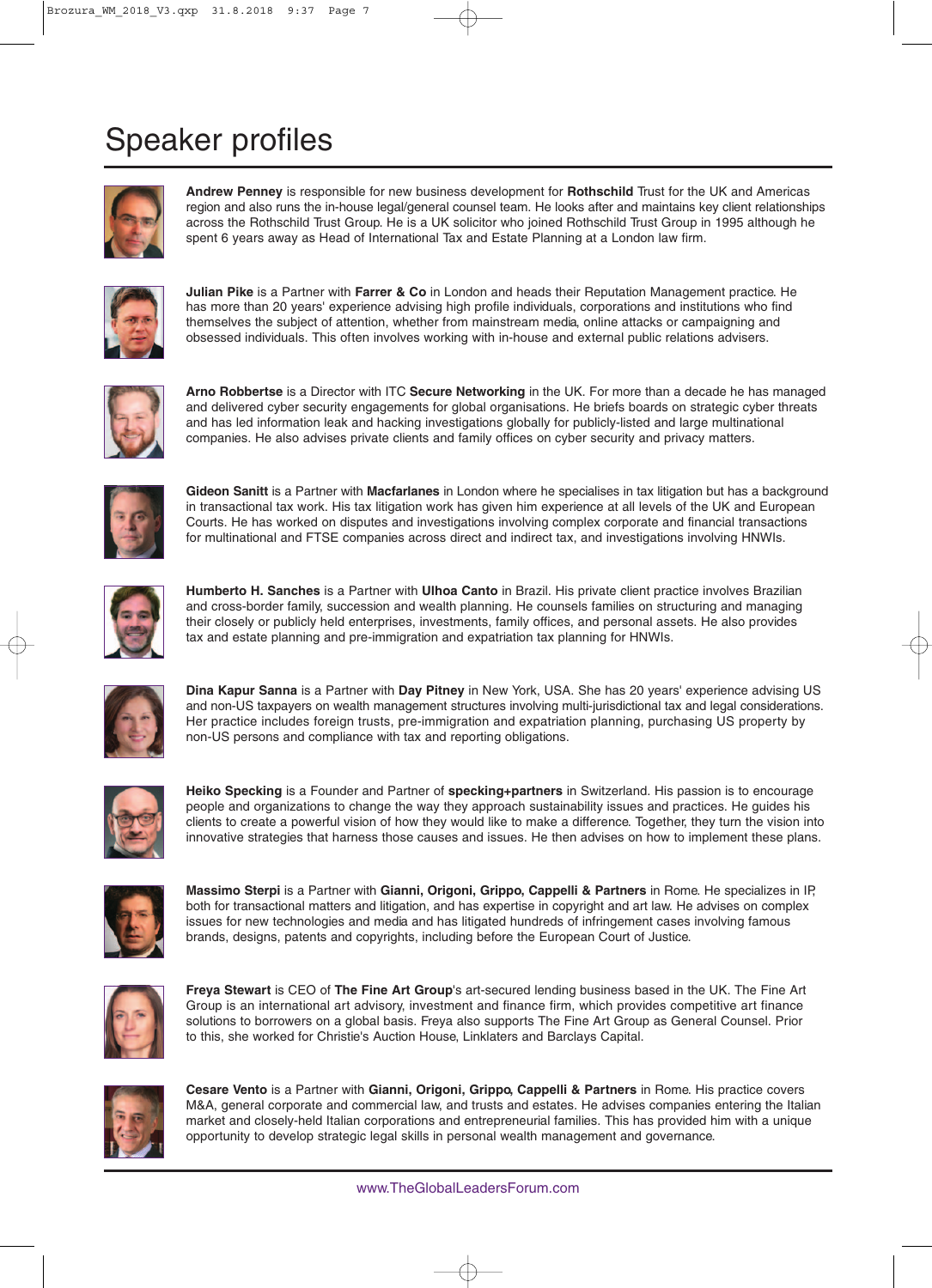# Speaker profiles

**Andrew Penney** is responsible for new business development for **Rothschild** Trust for the UK and Americas region and also runs the in-house legal/general counsel team. He looks after and maintains key client relationships across the Rothschild Trust Group. He is a UK solicitor who joined Rothschild Trust Group in 1995 although he spent 6 years away as Head of International Tax and Estate Planning at a London law firm.

**Julian Pike** is a Partner with **Farrer & Co** in London and heads their Reputation Management practice. He has more than 20 years' experience advising high profile individuals, corporations and institutions who find themselves the subject of attention, whether from mainstream media, online attacks or campaigning and obsessed individuals. This often involves working with in-house and external public relations advisers.

**Arno Robbertse** is a Director with ITC **Secure Networking** in the UK. For more than a decade he has managed and delivered cyber security engagements for global organisations. He briefs boards on strategic cyber threats and has led information leak and hacking investigations globally for publicly-listed and large multinational companies. He also advises private clients and family offices on cyber security and privacy matters.

**Gideon Sanitt** is a Partner with **Macfarlanes** in London where he specialises in tax litigation but has a background in transactional tax work. His tax litigation work has given him experience at all levels of the UK and European Courts. He has worked on disputes and investigations involving complex corporate and financial transactions for multinational and FTSE companies across direct and indirect tax, and investigations involving HNWIs.

**Humberto H. Sanches** is a Partner with **Ulhoa Canto** in Brazil. His private client practice involves Brazilian and cross-border family, succession and wealth planning. He counsels families on structuring and managing their closely or publicly held enterprises, investments, family offices, and personal assets. He also provides tax and estate planning and pre-immigration and expatriation tax planning for HNWIs.

**Dina Kapur Sanna** is a Partner with **Day Pitney** in New York, USA. She has 20 years' experience advising US and non-US taxpayers on wealth management structures involving multi-jurisdictional tax and legal considerations. Her practice includes foreign trusts, pre-immigration and expatriation planning, purchasing US property by non-US persons and compliance with tax and reporting obligations.

**Heiko Specking** is a Founder and Partner of **specking+partners** in Switzerland. His passion is to encourage people and organizations to change the way they approach sustainability issues and practices. He guides his clients to create a powerful vision of how they would like to make a difference. Together, they turn the vision into innovative strategies that harness those causes and issues. He then advises on how to implement these plans.

**Massimo Sterpi** is a Partner with **Gianni, Origoni, Grippo, Cappelli & Partners** in Rome. He specializes in IP, both for transactional matters and litigation, and has expertise in copyright and art law. He advises on complex issues for new technologies and media and has litigated hundreds of infringement cases involving famous brands, designs, patents and copyrights, including before the European Court of Justice.

**Freya Stewart** is CEO of **The Fine Art Group**'s art-secured lending business based in the UK. The Fine Art Group is an international art advisory, investment and finance firm, which provides competitive art finance solutions to borrowers on a global basis. Freya also supports The Fine Art Group as General Counsel. Prior to this, she worked for Christie's Auction House, Linklaters and Barclays Capital.

**Cesare Vento** is a Partner with **Gianni, Origoni, Grippo, Cappelli & Partners** in Rome. His practice covers M&A, general corporate and commercial law, and trusts and estates. He advises companies entering the Italian market and closely-held Italian corporations and entrepreneurial families. This has provided him with a unique opportunity to develop strategic legal skills in personal wealth management and governance.

www.TheGlobalLeadersForum.com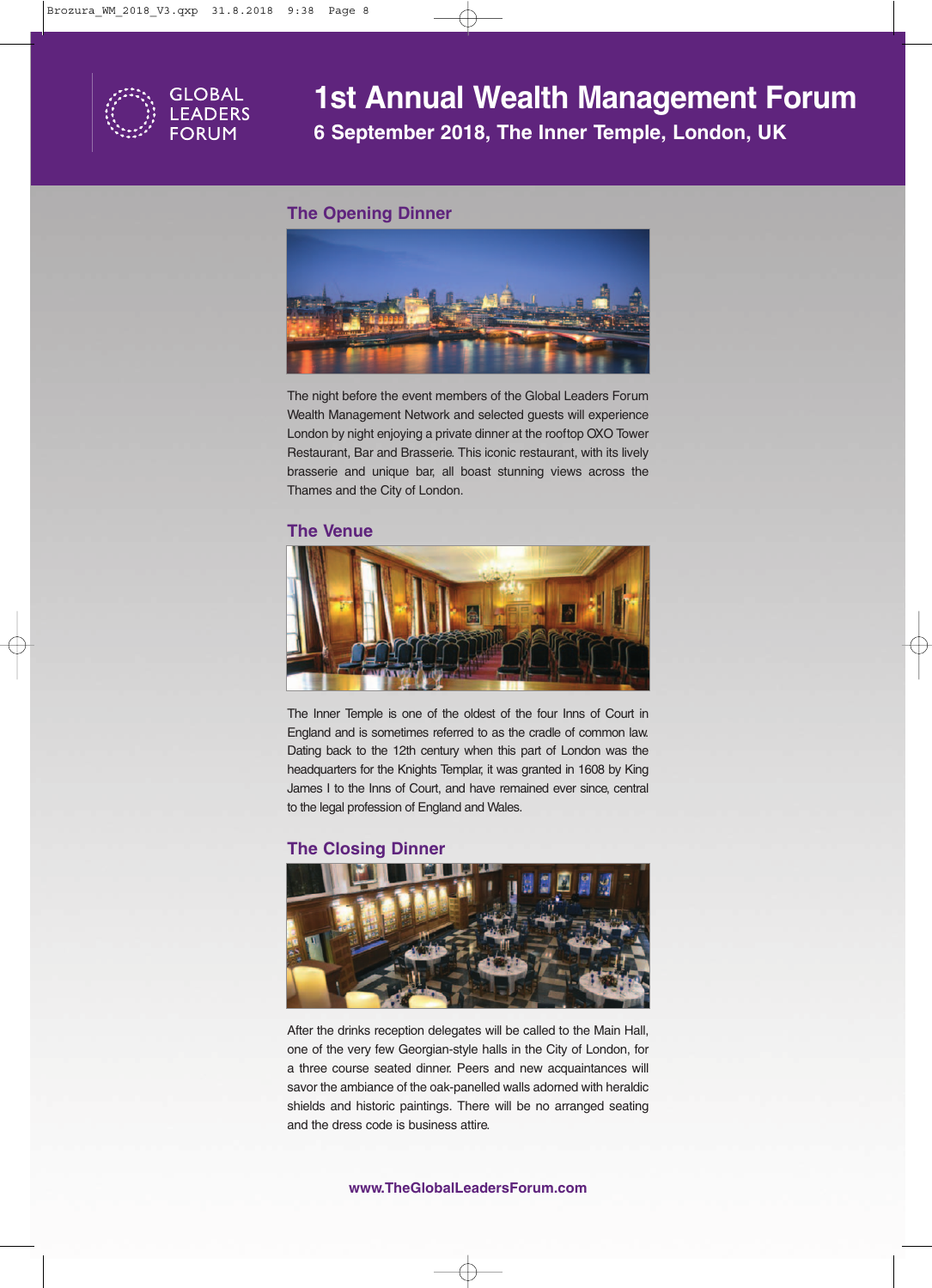GLOBAL LEADERS FORUM

# 1st Annual Wealth Management Forum

**6 September 2018, The Inner Temple, London, UK**

## The Opening Dinner

The night before the event members of the Global Leaders Forum Wealth Management Network and selected guests will experience London by night enjoying a private dinner at the rooftop OXO Tower Restaurant, Bar and Brasserie. This iconic restaurant, with its lively brasserie and unique bar, all boast stunning views across the Thames and the City of London.

## The Venue

The Inner Temple is one of the oldest of the four Inns of Court in England and is sometimes referred to as the cradle of common law. Dating back to the 12th century when this part of London was the headquarters for the Knights Templar, it was granted in 1608 by King James I to the Inns of Court, and have remained ever since, central to the legal profession of England and Wales.

## The Closing Dinner

After the drinks reception delegates will be called to the Main Hall, one of the very few Georgian-style halls in the City of London, for a three course seated dinner. Peers and new acquaintances will savor the ambiance of the oak-panelled walls adorned with heraldic shields and historic paintings. There will be no arranged seating and the dress code is business attire.

**www.TheGlobalLeadersForum.com**